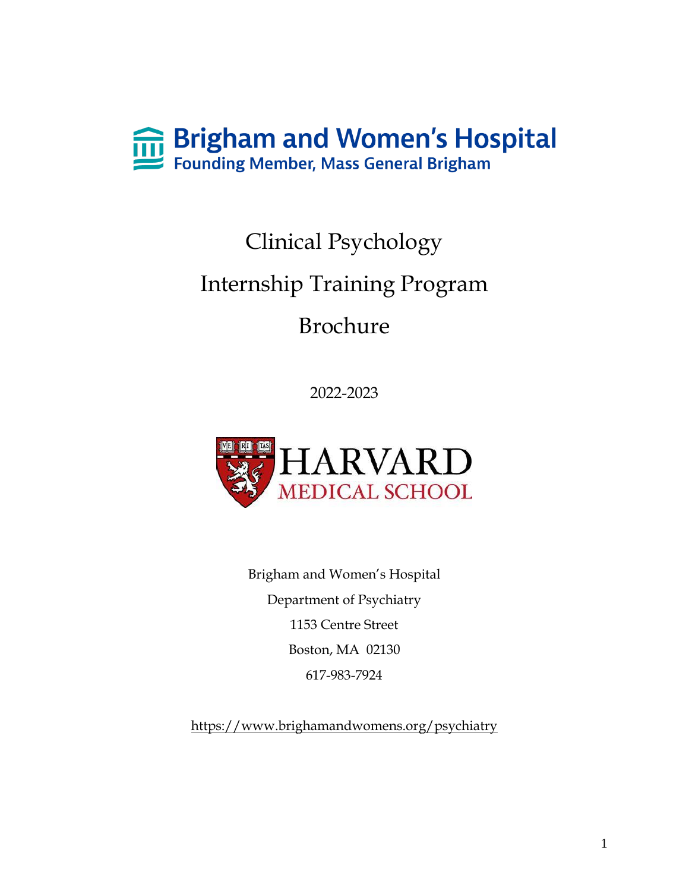Brigham and Women's Hospital
Founding Member, Mass General Brigham

# Clinical Psychology Internship Training Program Brochure

2022-2023

HARVARD
MEDICAL SCHOOL

Brigham and Women's Hospital

Department of Psychiatry

1153 Centre Street

Boston, MA 02130

617-983-7924

https://www.brighamandwomens.org/psychiatry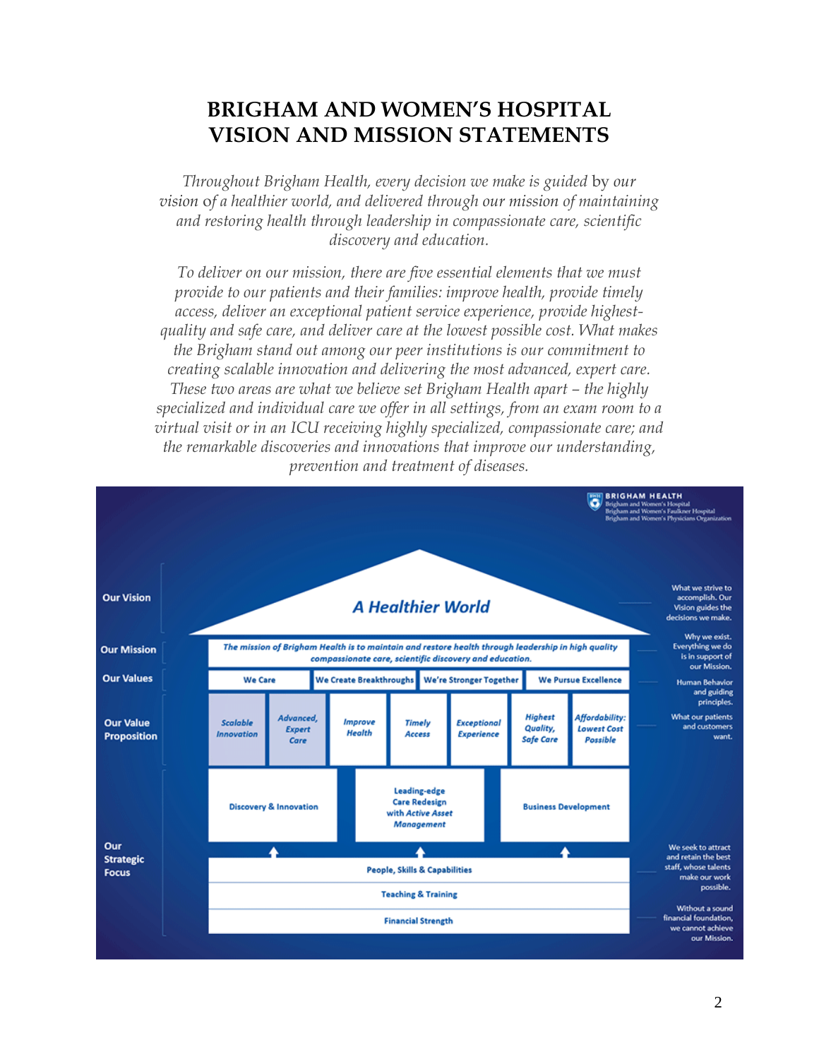# BRIGHAM AND WOMEN'S HOSPITAL VISION AND MISSION STATEMENTS

*Throughout Brigham Health, every decision we make is guided* by *our vision* of *a healthier world, and delivered through our mission of maintaining and restoring health through leadership in compassionate care, scientific discovery and education.*

*To deliver on our mission, there are five essential elements that we must provide to our patients and their families: improve health, provide timely access, deliver an exceptional patient service experience, provide highest-quality and safe care, and deliver care at the lowest possible cost. What makes the Brigham stand out among our peer institutions is our commitment to creating scalable innovation and delivering the most advanced, expert care. These two areas are what we believe set Brigham Health apart – the highly specialized and individual care we offer in all settings, from an exam room to a virtual visit or in an ICU receiving highly specialized, compassionate care; and the remarkable discoveries and innovations that improve our understanding, prevention and treatment of diseases.*

**BRIGHAM HEALTH**
Brigham and Women's Hospital
Brigham and Women's Faulkner Hospital
Brigham and Women's Physicians Organization

**Our Vision**

***A Healthier World***

What we strive to accomplish. Our Vision guides the decisions we make.

**Our Mission**

*The mission of Brigham Health is to maintain and restore health through leadership in high quality compassionate care, scientific discovery and education.*

Why we exist. Everything we do is in support of our Mission.

**Our Values**

| We Care | We Create Breakthroughs | We're Stronger Together | We Pursue Excellence |
|---|---|---|---|

Human Behavior and guiding principles.

**Our Value Proposition**

| *Scalable Innovation* | *Advanced, Expert Care* | *Improve Health* | *Timely Access* | *Exceptional Experience* | *Highest Quality, Safe Care* | *Affordability: Lowest Cost Possible* |
|---|---|---|---|---|---|---|

What our patients and customers want.

**Our Strategic Focus**

| Discovery & Innovation | Leading-edge Care Redesign with *Active Asset Management* | Business Development |
|---|---|---|

People, Skills & Capabilities

We seek to attract and retain the best staff, whose talents make our work possible.

Teaching & Training

Financial Strength

Without a sound financial foundation, we cannot achieve our Mission.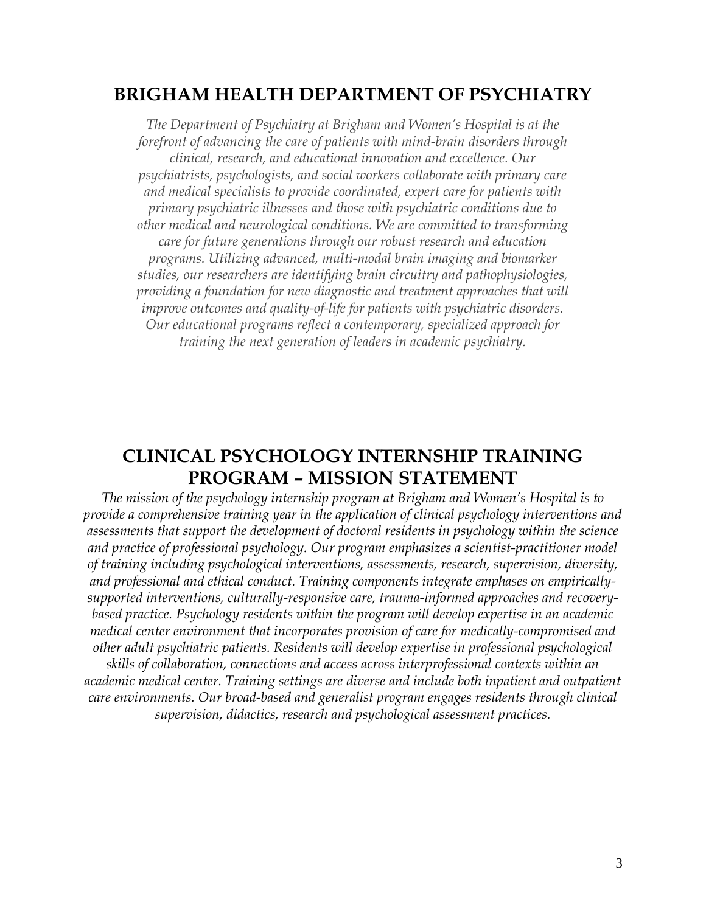## BRIGHAM HEALTH DEPARTMENT OF PSYCHIATRY

*The Department of Psychiatry at Brigham and Women's Hospital is at the forefront of advancing the care of patients with mind-brain disorders through clinical, research, and educational innovation and excellence. Our psychiatrists, psychologists, and social workers collaborate with primary care and medical specialists to provide coordinated, expert care for patients with primary psychiatric illnesses and those with psychiatric conditions due to other medical and neurological conditions. We are committed to transforming care for future generations through our robust research and education programs. Utilizing advanced, multi-modal brain imaging and biomarker studies, our researchers are identifying brain circuitry and pathophysiologies, providing a foundation for new diagnostic and treatment approaches that will improve outcomes and quality-of-life for patients with psychiatric disorders. Our educational programs reflect a contemporary, specialized approach for training the next generation of leaders in academic psychiatry.*

## CLINICAL PSYCHOLOGY INTERNSHIP TRAINING PROGRAM – MISSION STATEMENT

*The mission of the psychology internship program at Brigham and Women's Hospital is to provide a comprehensive training year in the application of clinical psychology interventions and assessments that support the development of doctoral residents in psychology within the science and practice of professional psychology. Our program emphasizes a scientist-practitioner model of training including psychological interventions, assessments, research, supervision, diversity, and professional and ethical conduct. Training components integrate emphases on empirically-supported interventions, culturally-responsive care, trauma-informed approaches and recovery-based practice. Psychology residents within the program will develop expertise in an academic medical center environment that incorporates provision of care for medically-compromised and other adult psychiatric patients. Residents will develop expertise in professional psychological skills of collaboration, connections and access across interprofessional contexts within an academic medical center. Training settings are diverse and include both inpatient and outpatient care environments. Our broad-based and generalist program engages residents through clinical supervision, didactics, research and psychological assessment practices.*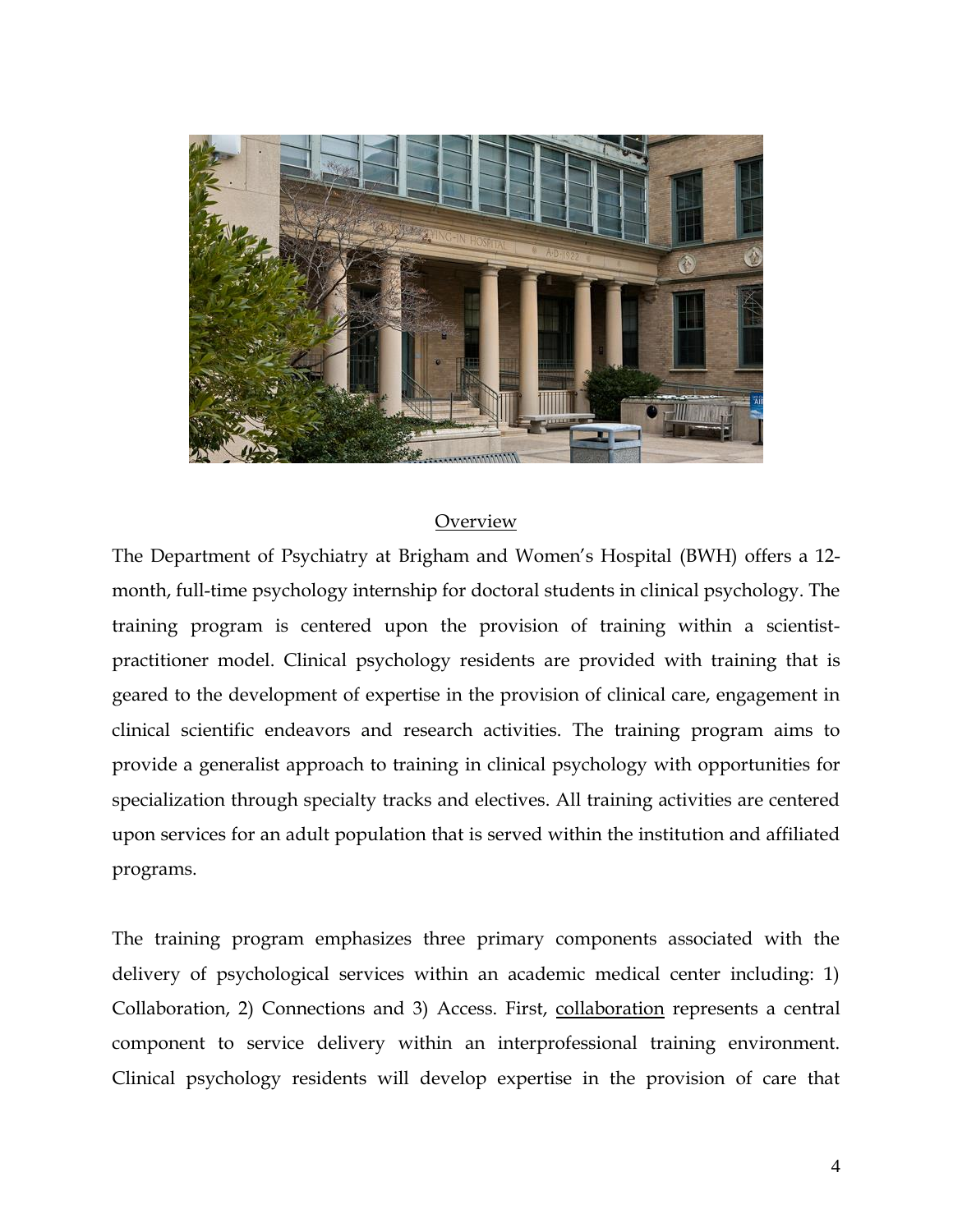## Overview

The Department of Psychiatry at Brigham and Women's Hospital (BWH) offers a 12-month, full-time psychology internship for doctoral students in clinical psychology. The training program is centered upon the provision of training within a scientist-practitioner model. Clinical psychology residents are provided with training that is geared to the development of expertise in the provision of clinical care, engagement in clinical scientific endeavors and research activities. The training program aims to provide a generalist approach to training in clinical psychology with opportunities for specialization through specialty tracks and electives. All training activities are centered upon services for an adult population that is served within the institution and affiliated programs.

The training program emphasizes three primary components associated with the delivery of psychological services within an academic medical center including: 1) Collaboration, 2) Connections and 3) Access. First, collaboration represents a central component to service delivery within an interprofessional training environment. Clinical psychology residents will develop expertise in the provision of care that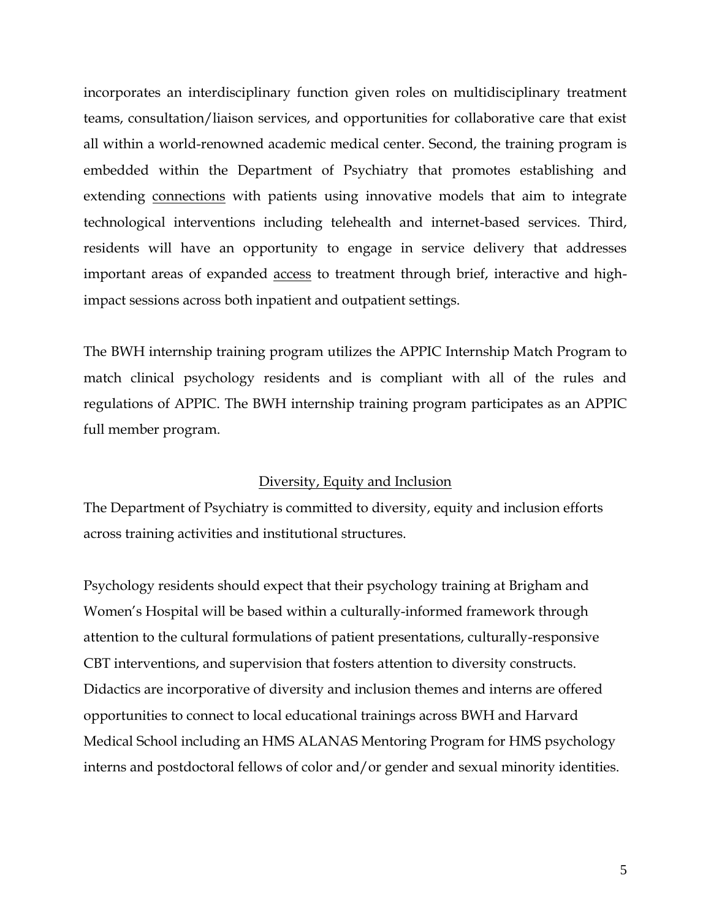incorporates an interdisciplinary function given roles on multidisciplinary treatment teams, consultation/liaison services, and opportunities for collaborative care that exist all within a world-renowned academic medical center. Second, the training program is embedded within the Department of Psychiatry that promotes establishing and extending <u>connections</u> with patients using innovative models that aim to integrate technological interventions including telehealth and internet-based services. Third, residents will have an opportunity to engage in service delivery that addresses important areas of expanded <u>access</u> to treatment through brief, interactive and high-impact sessions across both inpatient and outpatient settings.

The BWH internship training program utilizes the APPIC Internship Match Program to match clinical psychology residents and is compliant with all of the rules and regulations of APPIC. The BWH internship training program participates as an APPIC full member program.

## Diversity, Equity and Inclusion

The Department of Psychiatry is committed to diversity, equity and inclusion efforts across training activities and institutional structures.

Psychology residents should expect that their psychology training at Brigham and Women's Hospital will be based within a culturally-informed framework through attention to the cultural formulations of patient presentations, culturally-responsive CBT interventions, and supervision that fosters attention to diversity constructs. Didactics are incorporative of diversity and inclusion themes and interns are offered opportunities to connect to local educational trainings across BWH and Harvard Medical School including an HMS ALANAS Mentoring Program for HMS psychology interns and postdoctoral fellows of color and/or gender and sexual minority identities.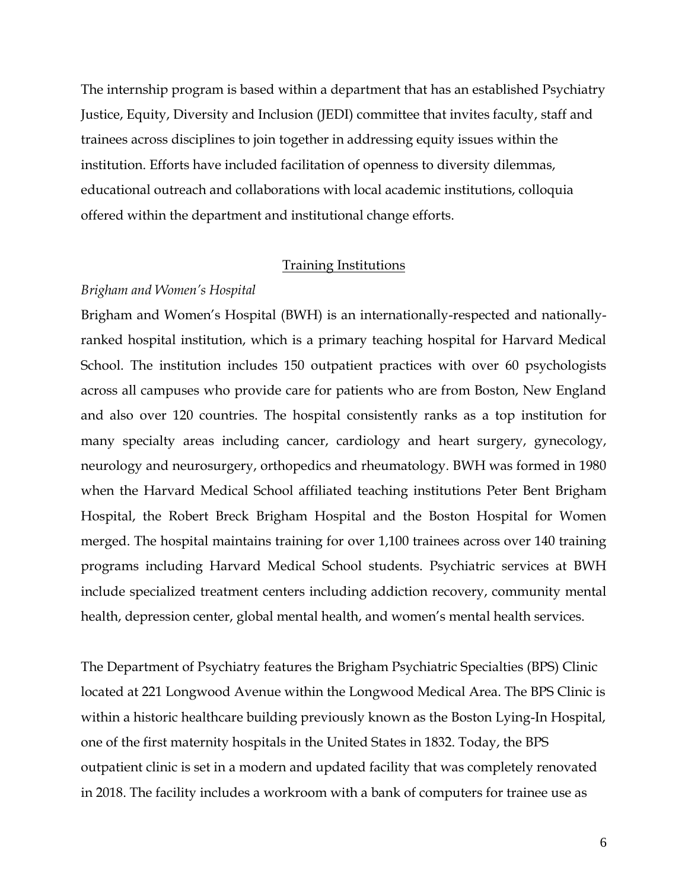The internship program is based within a department that has an established Psychiatry Justice, Equity, Diversity and Inclusion (JEDI) committee that invites faculty, staff and trainees across disciplines to join together in addressing equity issues within the institution. Efforts have included facilitation of openness to diversity dilemmas, educational outreach and collaborations with local academic institutions, colloquia offered within the department and institutional change efforts.

## Training Institutions

### *Brigham and Women's Hospital*

Brigham and Women's Hospital (BWH) is an internationally-respected and nationally-ranked hospital institution, which is a primary teaching hospital for Harvard Medical School. The institution includes 150 outpatient practices with over 60 psychologists across all campuses who provide care for patients who are from Boston, New England and also over 120 countries. The hospital consistently ranks as a top institution for many specialty areas including cancer, cardiology and heart surgery, gynecology, neurology and neurosurgery, orthopedics and rheumatology. BWH was formed in 1980 when the Harvard Medical School affiliated teaching institutions Peter Bent Brigham Hospital, the Robert Breck Brigham Hospital and the Boston Hospital for Women merged. The hospital maintains training for over 1,100 trainees across over 140 training programs including Harvard Medical School students. Psychiatric services at BWH include specialized treatment centers including addiction recovery, community mental health, depression center, global mental health, and women's mental health services.

The Department of Psychiatry features the Brigham Psychiatric Specialties (BPS) Clinic located at 221 Longwood Avenue within the Longwood Medical Area. The BPS Clinic is within a historic healthcare building previously known as the Boston Lying-In Hospital, one of the first maternity hospitals in the United States in 1832. Today, the BPS outpatient clinic is set in a modern and updated facility that was completely renovated in 2018. The facility includes a workroom with a bank of computers for trainee use as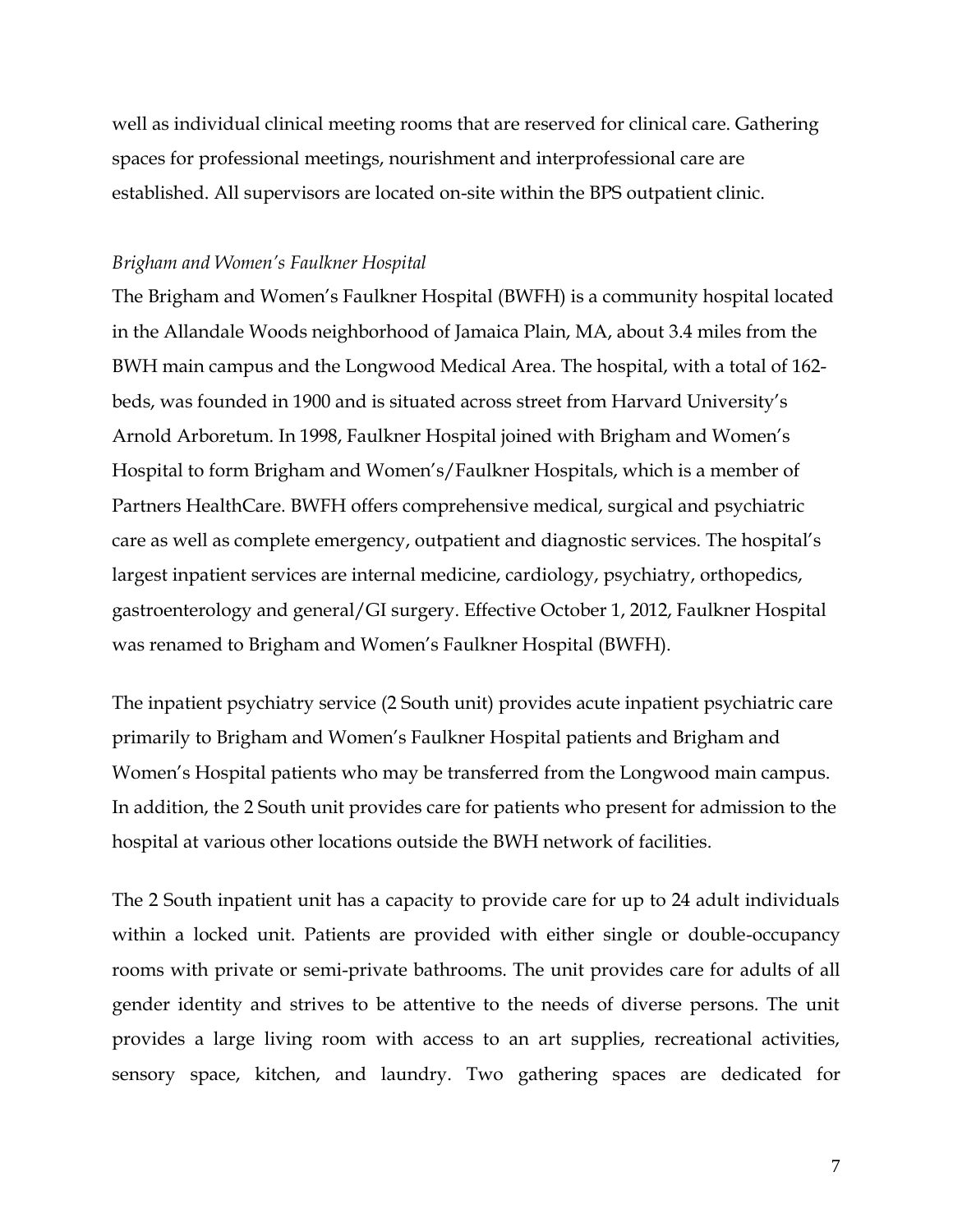well as individual clinical meeting rooms that are reserved for clinical care. Gathering spaces for professional meetings, nourishment and interprofessional care are established. All supervisors are located on-site within the BPS outpatient clinic.

*Brigham and Women's Faulkner Hospital*

The Brigham and Women's Faulkner Hospital (BWFH) is a community hospital located in the Allandale Woods neighborhood of Jamaica Plain, MA, about 3.4 miles from the BWH main campus and the Longwood Medical Area. The hospital, with a total of 162-beds, was founded in 1900 and is situated across street from Harvard University's Arnold Arboretum. In 1998, Faulkner Hospital joined with Brigham and Women's Hospital to form Brigham and Women's/Faulkner Hospitals, which is a member of Partners HealthCare. BWFH offers comprehensive medical, surgical and psychiatric care as well as complete emergency, outpatient and diagnostic services. The hospital's largest inpatient services are internal medicine, cardiology, psychiatry, orthopedics, gastroenterology and general/GI surgery. Effective October 1, 2012, Faulkner Hospital was renamed to Brigham and Women's Faulkner Hospital (BWFH).

The inpatient psychiatry service (2 South unit) provides acute inpatient psychiatric care primarily to Brigham and Women's Faulkner Hospital patients and Brigham and Women's Hospital patients who may be transferred from the Longwood main campus. In addition, the 2 South unit provides care for patients who present for admission to the hospital at various other locations outside the BWH network of facilities.

The 2 South inpatient unit has a capacity to provide care for up to 24 adult individuals within a locked unit. Patients are provided with either single or double-occupancy rooms with private or semi-private bathrooms. The unit provides care for adults of all gender identity and strives to be attentive to the needs of diverse persons. The unit provides a large living room with access to an art supplies, recreational activities, sensory space, kitchen, and laundry. Two gathering spaces are dedicated for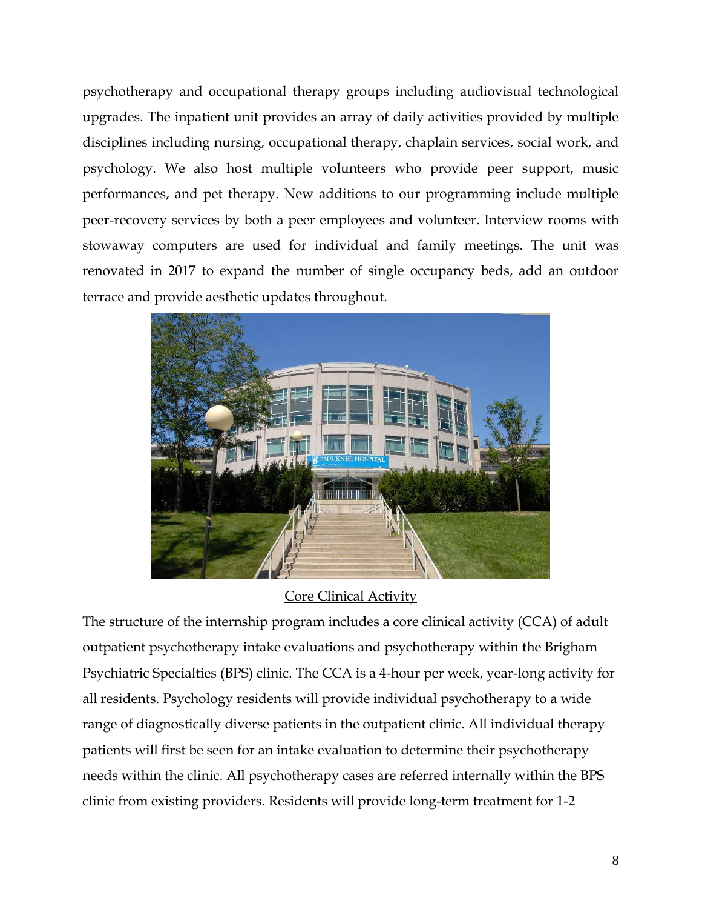psychotherapy and occupational therapy groups including audiovisual technological upgrades. The inpatient unit provides an array of daily activities provided by multiple disciplines including nursing, occupational therapy, chaplain services, social work, and psychology. We also host multiple volunteers who provide peer support, music performances, and pet therapy. New additions to our programming include multiple peer-recovery services by both a peer employees and volunteer. Interview rooms with stowaway computers are used for individual and family meetings. The unit was renovated in 2017 to expand the number of single occupancy beds, add an outdoor terrace and provide aesthetic updates throughout.

## Core Clinical Activity

The structure of the internship program includes a core clinical activity (CCA) of adult outpatient psychotherapy intake evaluations and psychotherapy within the Brigham Psychiatric Specialties (BPS) clinic. The CCA is a 4-hour per week, year-long activity for all residents. Psychology residents will provide individual psychotherapy to a wide range of diagnostically diverse patients in the outpatient clinic. All individual therapy patients will first be seen for an intake evaluation to determine their psychotherapy needs within the clinic. All psychotherapy cases are referred internally within the BPS clinic from existing providers. Residents will provide long-term treatment for 1-2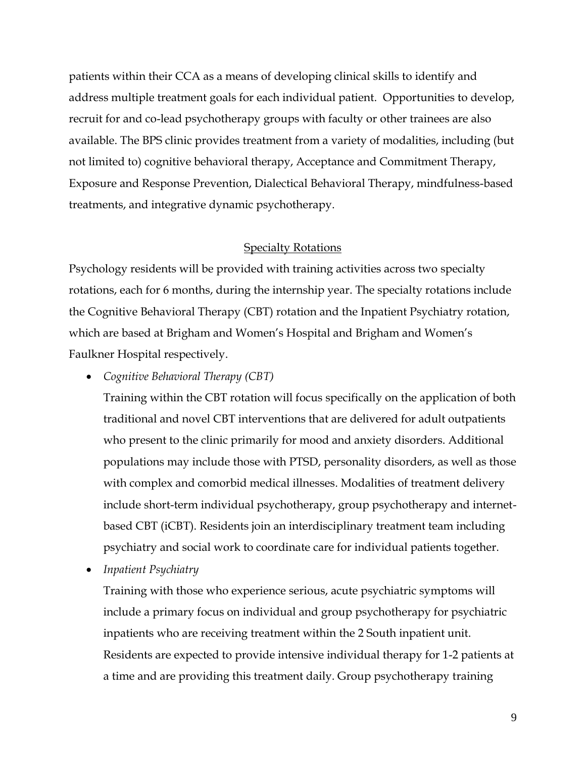patients within their CCA as a means of developing clinical skills to identify and address multiple treatment goals for each individual patient. Opportunities to develop, recruit for and co-lead psychotherapy groups with faculty or other trainees are also available. The BPS clinic provides treatment from a variety of modalities, including (but not limited to) cognitive behavioral therapy, Acceptance and Commitment Therapy, Exposure and Response Prevention, Dialectical Behavioral Therapy, mindfulness-based treatments, and integrative dynamic psychotherapy.

## Specialty Rotations

Psychology residents will be provided with training activities across two specialty rotations, each for 6 months, during the internship year. The specialty rotations include the Cognitive Behavioral Therapy (CBT) rotation and the Inpatient Psychiatry rotation, which are based at Brigham and Women's Hospital and Brigham and Women's Faulkner Hospital respectively.

- *Cognitive Behavioral Therapy (CBT)*

  Training within the CBT rotation will focus specifically on the application of both traditional and novel CBT interventions that are delivered for adult outpatients who present to the clinic primarily for mood and anxiety disorders. Additional populations may include those with PTSD, personality disorders, as well as those with complex and comorbid medical illnesses. Modalities of treatment delivery include short-term individual psychotherapy, group psychotherapy and internet-based CBT (iCBT). Residents join an interdisciplinary treatment team including psychiatry and social work to coordinate care for individual patients together.

- *Inpatient Psychiatry*

  Training with those who experience serious, acute psychiatric symptoms will include a primary focus on individual and group psychotherapy for psychiatric inpatients who are receiving treatment within the 2 South inpatient unit. Residents are expected to provide intensive individual therapy for 1-2 patients at a time and are providing this treatment daily. Group psychotherapy training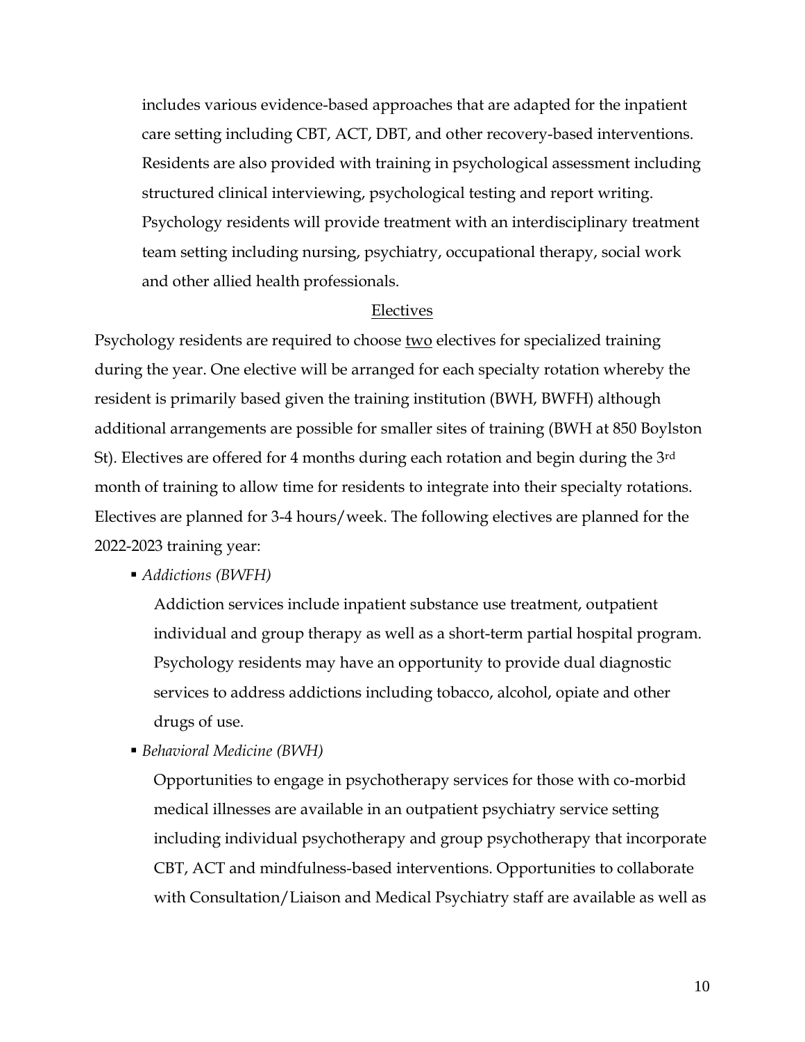includes various evidence-based approaches that are adapted for the inpatient care setting including CBT, ACT, DBT, and other recovery-based interventions. Residents are also provided with training in psychological assessment including structured clinical interviewing, psychological testing and report writing. Psychology residents will provide treatment with an interdisciplinary treatment team setting including nursing, psychiatry, occupational therapy, social work and other allied health professionals.

## Electives

Psychology residents are required to choose two electives for specialized training during the year. One elective will be arranged for each specialty rotation whereby the resident is primarily based given the training institution (BWH, BWFH) although additional arrangements are possible for smaller sites of training (BWH at 850 Boylston St). Electives are offered for 4 months during each rotation and begin during the 3rd month of training to allow time for residents to integrate into their specialty rotations. Electives are planned for 3-4 hours/week. The following electives are planned for the 2022-2023 training year:

- *Addictions (BWFH)*

  Addiction services include inpatient substance use treatment, outpatient individual and group therapy as well as a short-term partial hospital program. Psychology residents may have an opportunity to provide dual diagnostic services to address addictions including tobacco, alcohol, opiate and other drugs of use.

- *Behavioral Medicine (BWH)*

  Opportunities to engage in psychotherapy services for those with co-morbid medical illnesses are available in an outpatient psychiatry service setting including individual psychotherapy and group psychotherapy that incorporate CBT, ACT and mindfulness-based interventions. Opportunities to collaborate with Consultation/Liaison and Medical Psychiatry staff are available as well as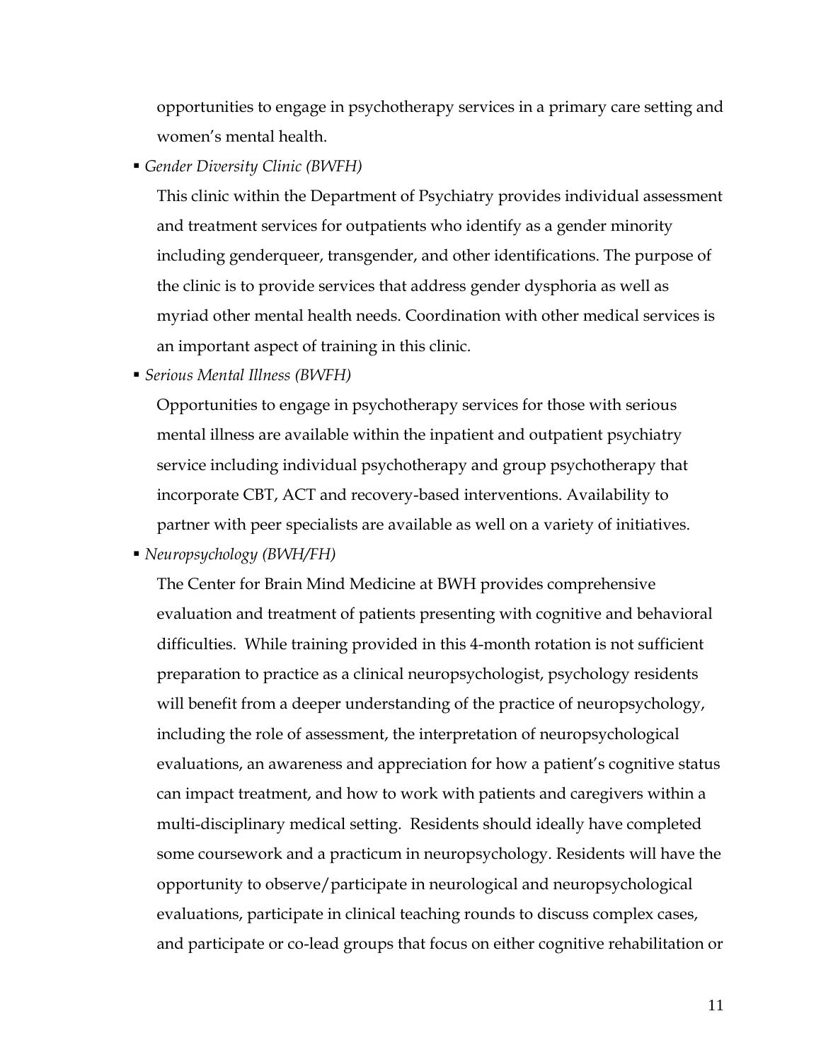opportunities to engage in psychotherapy services in a primary care setting and women's mental health.

- *Gender Diversity Clinic (BWFH)*

  This clinic within the Department of Psychiatry provides individual assessment and treatment services for outpatients who identify as a gender minority including genderqueer, transgender, and other identifications. The purpose of the clinic is to provide services that address gender dysphoria as well as myriad other mental health needs. Coordination with other medical services is an important aspect of training in this clinic.

- *Serious Mental Illness (BWFH)*

  Opportunities to engage in psychotherapy services for those with serious mental illness are available within the inpatient and outpatient psychiatry service including individual psychotherapy and group psychotherapy that incorporate CBT, ACT and recovery-based interventions. Availability to partner with peer specialists are available as well on a variety of initiatives.

- *Neuropsychology (BWH/FH)*

  The Center for Brain Mind Medicine at BWH provides comprehensive evaluation and treatment of patients presenting with cognitive and behavioral difficulties. While training provided in this 4-month rotation is not sufficient preparation to practice as a clinical neuropsychologist, psychology residents will benefit from a deeper understanding of the practice of neuropsychology, including the role of assessment, the interpretation of neuropsychological evaluations, an awareness and appreciation for how a patient's cognitive status can impact treatment, and how to work with patients and caregivers within a multi-disciplinary medical setting. Residents should ideally have completed some coursework and a practicum in neuropsychology. Residents will have the opportunity to observe/participate in neurological and neuropsychological evaluations, participate in clinical teaching rounds to discuss complex cases, and participate or co-lead groups that focus on either cognitive rehabilitation or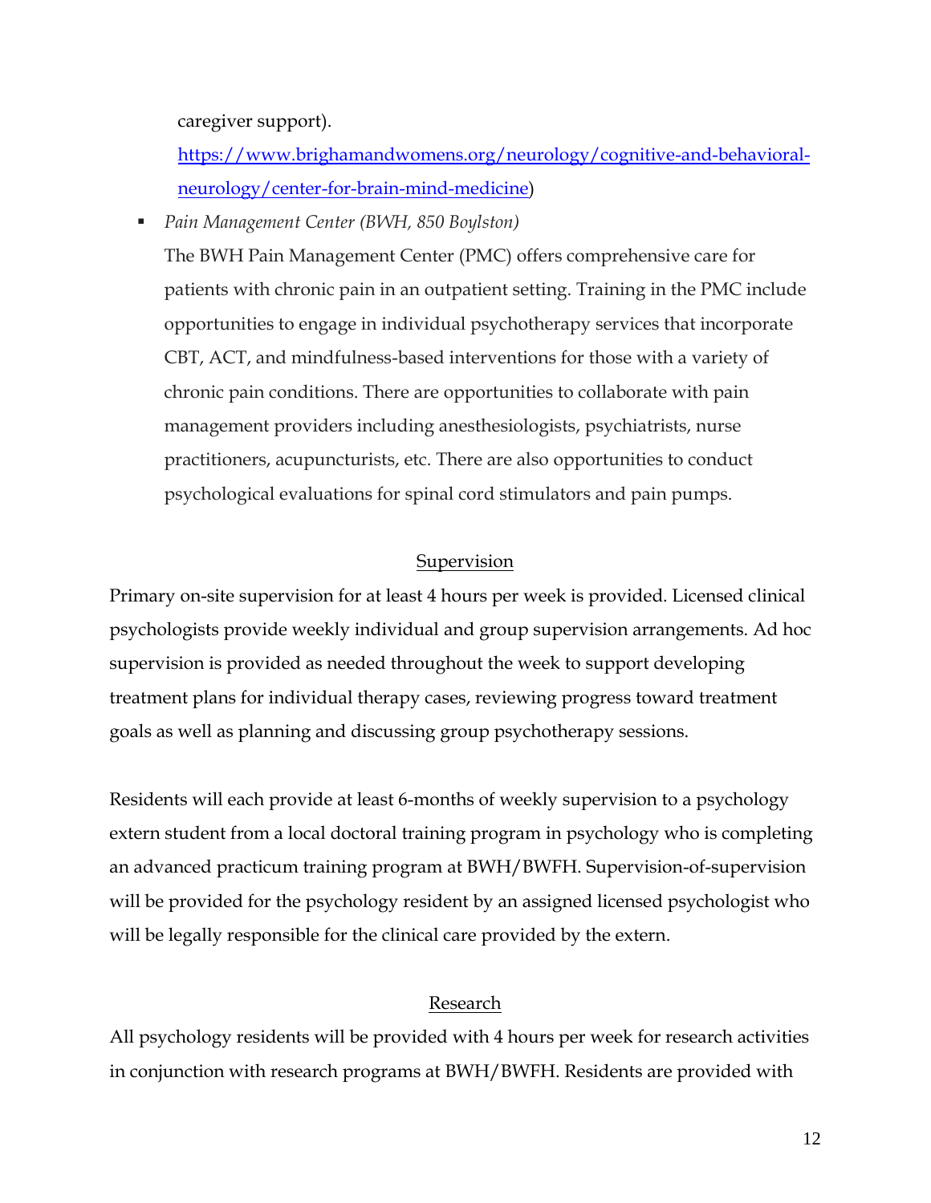caregiver support).
[https://www.brighamandwomens.org/neurology/cognitive-and-behavioral-neurology/center-for-brain-mind-medicine](https://www.brighamandwomens.org/neurology/cognitive-and-behavioral-neurology/center-for-brain-mind-medicine))

- *Pain Management Center (BWH, 850 Boylston)*
  The BWH Pain Management Center (PMC) offers comprehensive care for patients with chronic pain in an outpatient setting. Training in the PMC include opportunities to engage in individual psychotherapy services that incorporate CBT, ACT, and mindfulness-based interventions for those with a variety of chronic pain conditions. There are opportunities to collaborate with pain management providers including anesthesiologists, psychiatrists, nurse practitioners, acupuncturists, etc. There are also opportunities to conduct psychological evaluations for spinal cord stimulators and pain pumps.

## Supervision

Primary on-site supervision for at least 4 hours per week is provided. Licensed clinical psychologists provide weekly individual and group supervision arrangements. Ad hoc supervision is provided as needed throughout the week to support developing treatment plans for individual therapy cases, reviewing progress toward treatment goals as well as planning and discussing group psychotherapy sessions.

Residents will each provide at least 6-months of weekly supervision to a psychology extern student from a local doctoral training program in psychology who is completing an advanced practicum training program at BWH/BWFH. Supervision-of-supervision will be provided for the psychology resident by an assigned licensed psychologist who will be legally responsible for the clinical care provided by the extern.

## Research

All psychology residents will be provided with 4 hours per week for research activities in conjunction with research programs at BWH/BWFH. Residents are provided with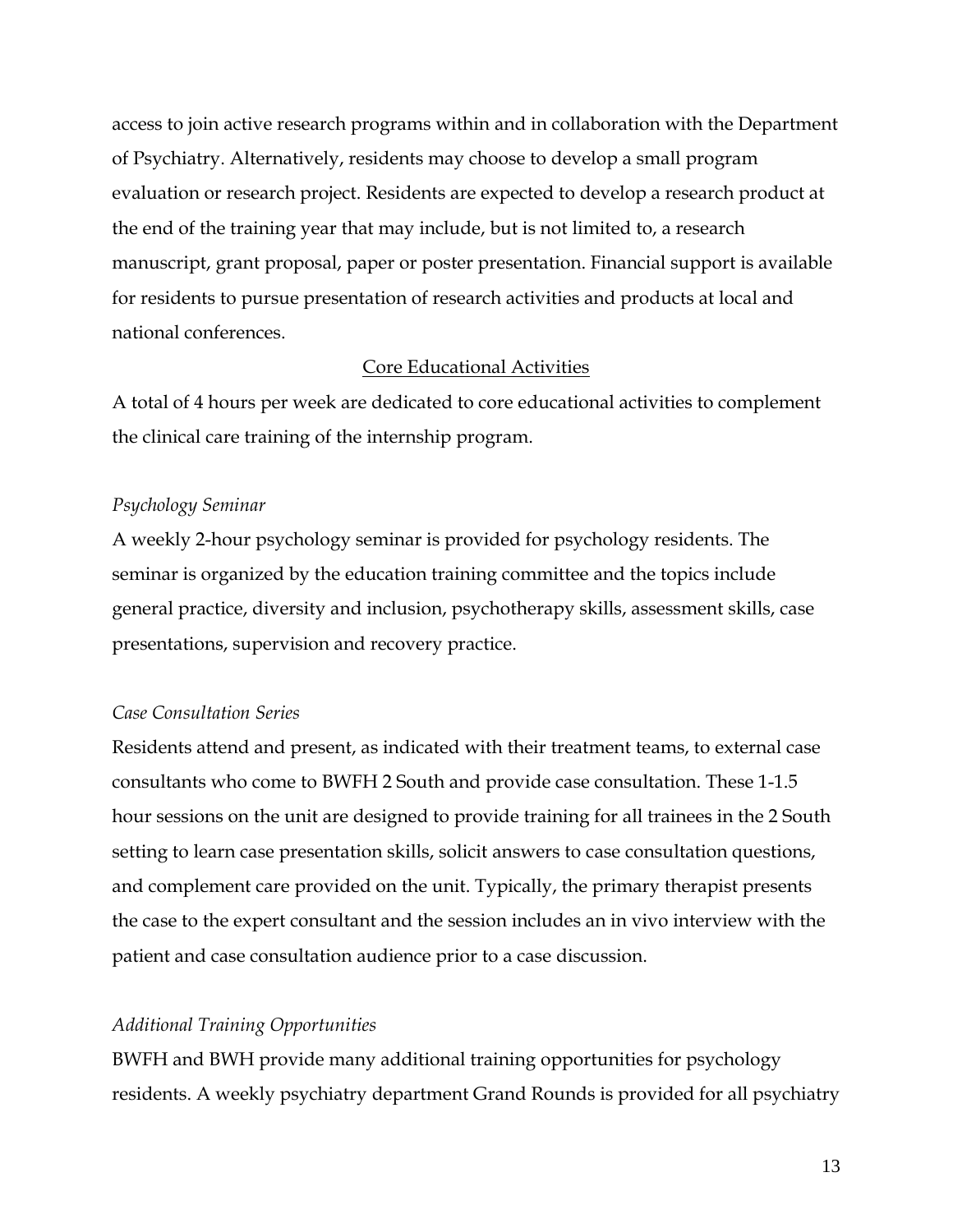access to join active research programs within and in collaboration with the Department of Psychiatry. Alternatively, residents may choose to develop a small program evaluation or research project. Residents are expected to develop a research product at the end of the training year that may include, but is not limited to, a research manuscript, grant proposal, paper or poster presentation. Financial support is available for residents to pursue presentation of research activities and products at local and national conferences.

## Core Educational Activities

A total of 4 hours per week are dedicated to core educational activities to complement the clinical care training of the internship program.

*Psychology Seminar*

A weekly 2-hour psychology seminar is provided for psychology residents. The seminar is organized by the education training committee and the topics include general practice, diversity and inclusion, psychotherapy skills, assessment skills, case presentations, supervision and recovery practice.

*Case Consultation Series*

Residents attend and present, as indicated with their treatment teams, to external case consultants who come to BWFH 2 South and provide case consultation. These 1-1.5 hour sessions on the unit are designed to provide training for all trainees in the 2 South setting to learn case presentation skills, solicit answers to case consultation questions, and complement care provided on the unit. Typically, the primary therapist presents the case to the expert consultant and the session includes an in vivo interview with the patient and case consultation audience prior to a case discussion.

*Additional Training Opportunities*

BWFH and BWH provide many additional training opportunities for psychology residents. A weekly psychiatry department Grand Rounds is provided for all psychiatry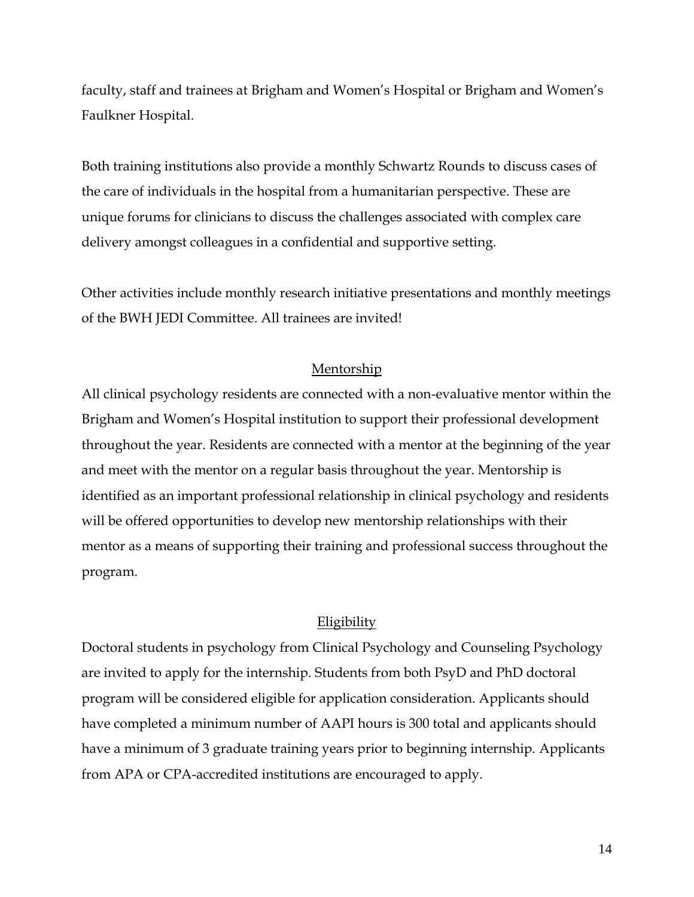faculty, staff and trainees at Brigham and Women's Hospital or Brigham and Women's Faulkner Hospital.

Both training institutions also provide a monthly Schwartz Rounds to discuss cases of the care of individuals in the hospital from a humanitarian perspective. These are unique forums for clinicians to discuss the challenges associated with complex care delivery amongst colleagues in a confidential and supportive setting.

Other activities include monthly research initiative presentations and monthly meetings of the BWH JEDI Committee. All trainees are invited!

## Mentorship

All clinical psychology residents are connected with a non-evaluative mentor within the Brigham and Women's Hospital institution to support their professional development throughout the year. Residents are connected with a mentor at the beginning of the year and meet with the mentor on a regular basis throughout the year. Mentorship is identified as an important professional relationship in clinical psychology and residents will be offered opportunities to develop new mentorship relationships with their mentor as a means of supporting their training and professional success throughout the program.

## Eligibility

Doctoral students in psychology from Clinical Psychology and Counseling Psychology are invited to apply for the internship. Students from both PsyD and PhD doctoral program will be considered eligible for application consideration. Applicants should have completed a minimum number of AAPI hours is 300 total and applicants should have a minimum of 3 graduate training years prior to beginning internship. Applicants from APA or CPA-accredited institutions are encouraged to apply.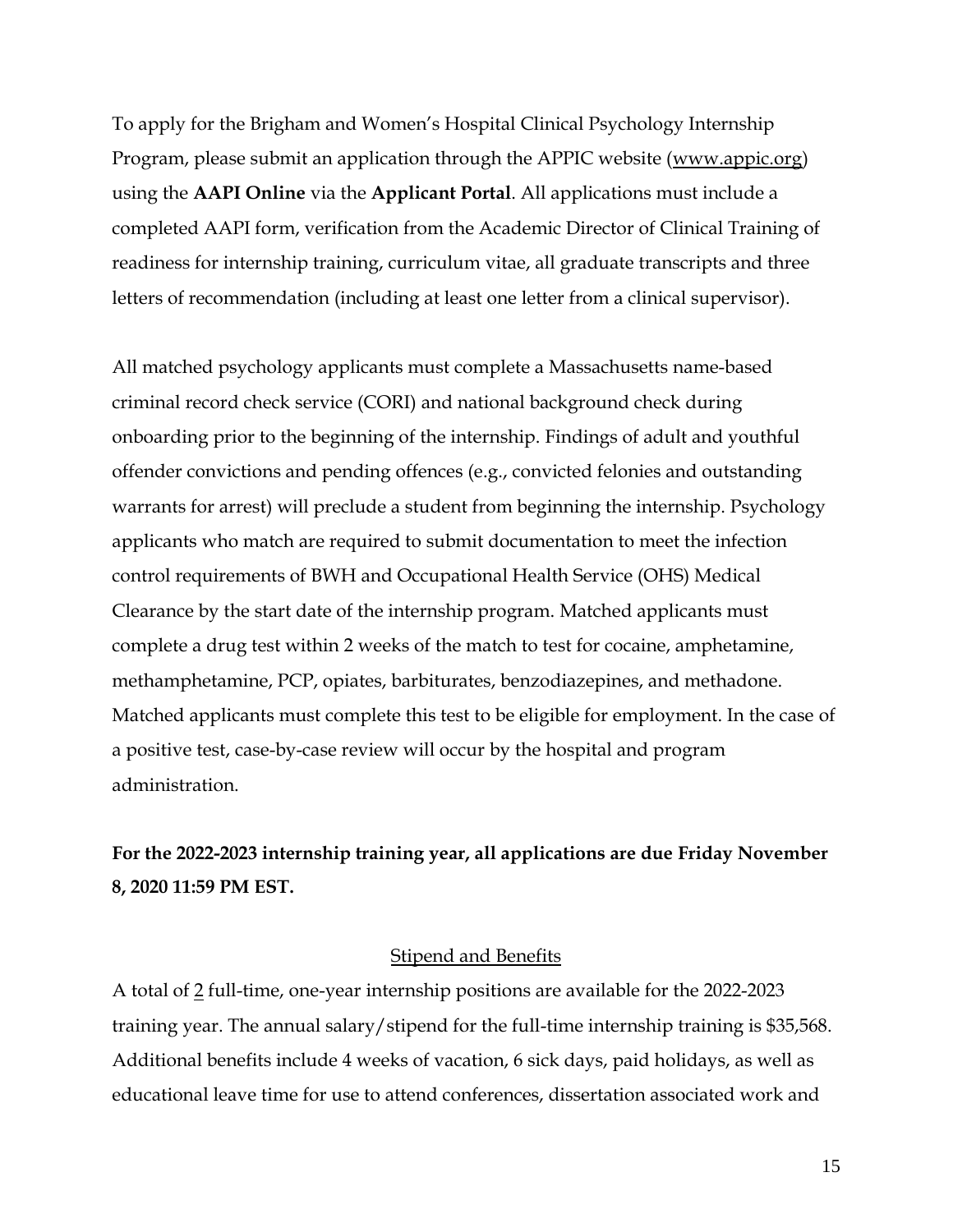To apply for the Brigham and Women's Hospital Clinical Psychology Internship Program, please submit an application through the APPIC website (www.appic.org) using the **AAPI Online** via the **Applicant Portal**. All applications must include a completed AAPI form, verification from the Academic Director of Clinical Training of readiness for internship training, curriculum vitae, all graduate transcripts and three letters of recommendation (including at least one letter from a clinical supervisor).

All matched psychology applicants must complete a Massachusetts name-based criminal record check service (CORI) and national background check during onboarding prior to the beginning of the internship. Findings of adult and youthful offender convictions and pending offences (e.g., convicted felonies and outstanding warrants for arrest) will preclude a student from beginning the internship. Psychology applicants who match are required to submit documentation to meet the infection control requirements of BWH and Occupational Health Service (OHS) Medical Clearance by the start date of the internship program. Matched applicants must complete a drug test within 2 weeks of the match to test for cocaine, amphetamine, methamphetamine, PCP, opiates, barbiturates, benzodiazepines, and methadone. Matched applicants must complete this test to be eligible for employment. In the case of a positive test, case-by-case review will occur by the hospital and program administration.

**For the 2022-2023 internship training year, all applications are due Friday November 8, 2020 11:59 PM EST.**

## Stipend and Benefits

A total of 2 full-time, one-year internship positions are available for the 2022-2023 training year. The annual salary/stipend for the full-time internship training is $35,568. Additional benefits include 4 weeks of vacation, 6 sick days, paid holidays, as well as educational leave time for use to attend conferences, dissertation associated work and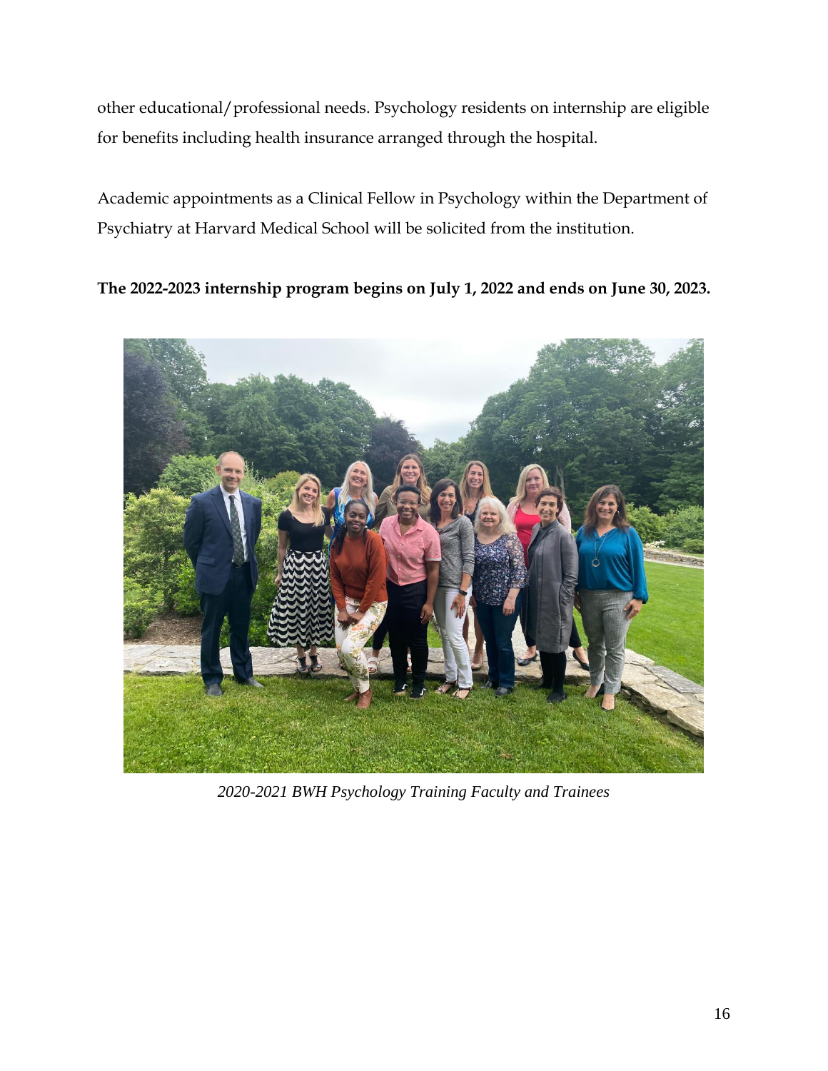other educational/professional needs. Psychology residents on internship are eligible for benefits including health insurance arranged through the hospital.

Academic appointments as a Clinical Fellow in Psychology within the Department of Psychiatry at Harvard Medical School will be solicited from the institution.

**The 2022-2023 internship program begins on July 1, 2022 and ends on June 30, 2023.**

*2020-2021 BWH Psychology Training Faculty and Trainees*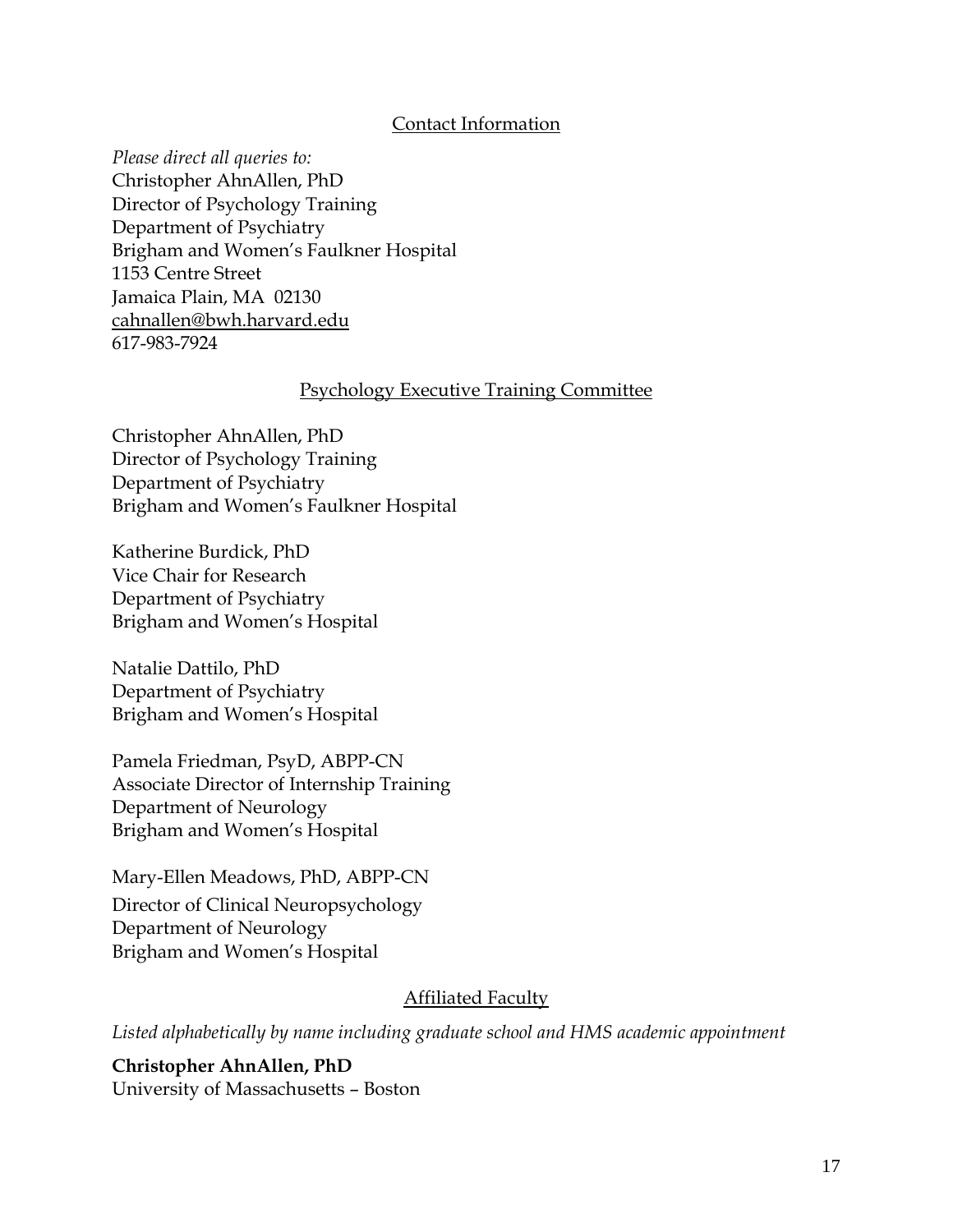## Contact Information

*Please direct all queries to:*
Christopher AhnAllen, PhD
Director of Psychology Training
Department of Psychiatry
Brigham and Women's Faulkner Hospital
1153 Centre Street
Jamaica Plain, MA 02130
cahnallen@bwh.harvard.edu
617-983-7924

## Psychology Executive Training Committee

Christopher AhnAllen, PhD
Director of Psychology Training
Department of Psychiatry
Brigham and Women's Faulkner Hospital

Katherine Burdick, PhD
Vice Chair for Research
Department of Psychiatry
Brigham and Women's Hospital

Natalie Dattilo, PhD
Department of Psychiatry
Brigham and Women's Hospital

Pamela Friedman, PsyD, ABPP-CN
Associate Director of Internship Training
Department of Neurology
Brigham and Women's Hospital

Mary-Ellen Meadows, PhD, ABPP-CN
Director of Clinical Neuropsychology
Department of Neurology
Brigham and Women's Hospital

## Affiliated Faculty

*Listed alphabetically by name including graduate school and HMS academic appointment*

**Christopher AhnAllen, PhD**
University of Massachusetts – Boston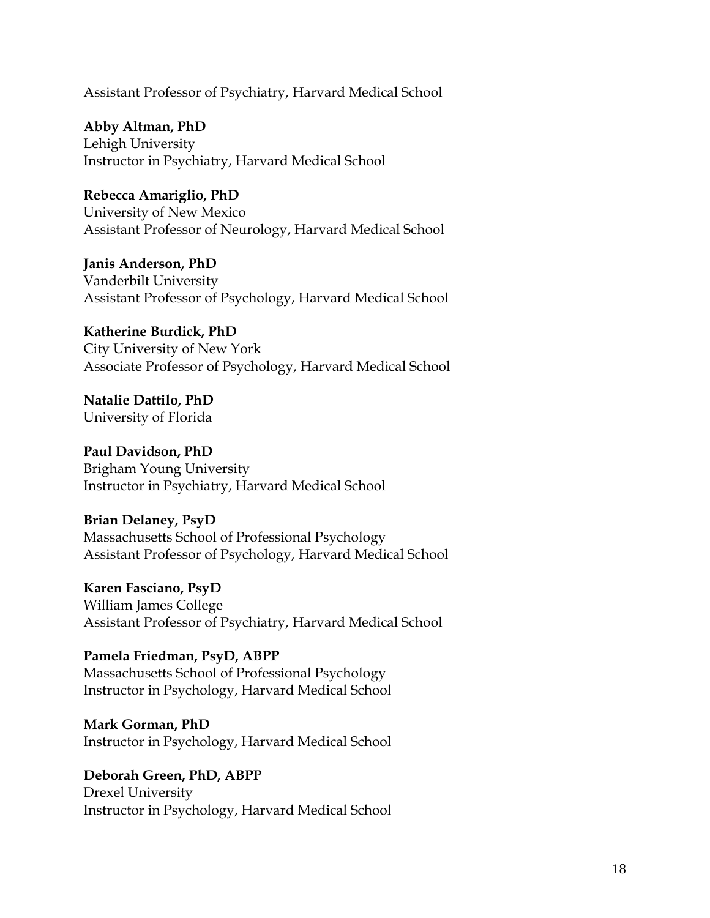Assistant Professor of Psychiatry, Harvard Medical School

**Abby Altman, PhD**
Lehigh University
Instructor in Psychiatry, Harvard Medical School

**Rebecca Amariglio, PhD**
University of New Mexico
Assistant Professor of Neurology, Harvard Medical School

**Janis Anderson, PhD**
Vanderbilt University
Assistant Professor of Psychology, Harvard Medical School

**Katherine Burdick, PhD**
City University of New York
Associate Professor of Psychology, Harvard Medical School

**Natalie Dattilo, PhD**
University of Florida

**Paul Davidson, PhD**
Brigham Young University
Instructor in Psychiatry, Harvard Medical School

**Brian Delaney, PsyD**
Massachusetts School of Professional Psychology
Assistant Professor of Psychology, Harvard Medical School

**Karen Fasciano, PsyD**
William James College
Assistant Professor of Psychiatry, Harvard Medical School

**Pamela Friedman, PsyD, ABPP**
Massachusetts School of Professional Psychology
Instructor in Psychology, Harvard Medical School

**Mark Gorman, PhD**
Instructor in Psychology, Harvard Medical School

**Deborah Green, PhD, ABPP**
Drexel University
Instructor in Psychology, Harvard Medical School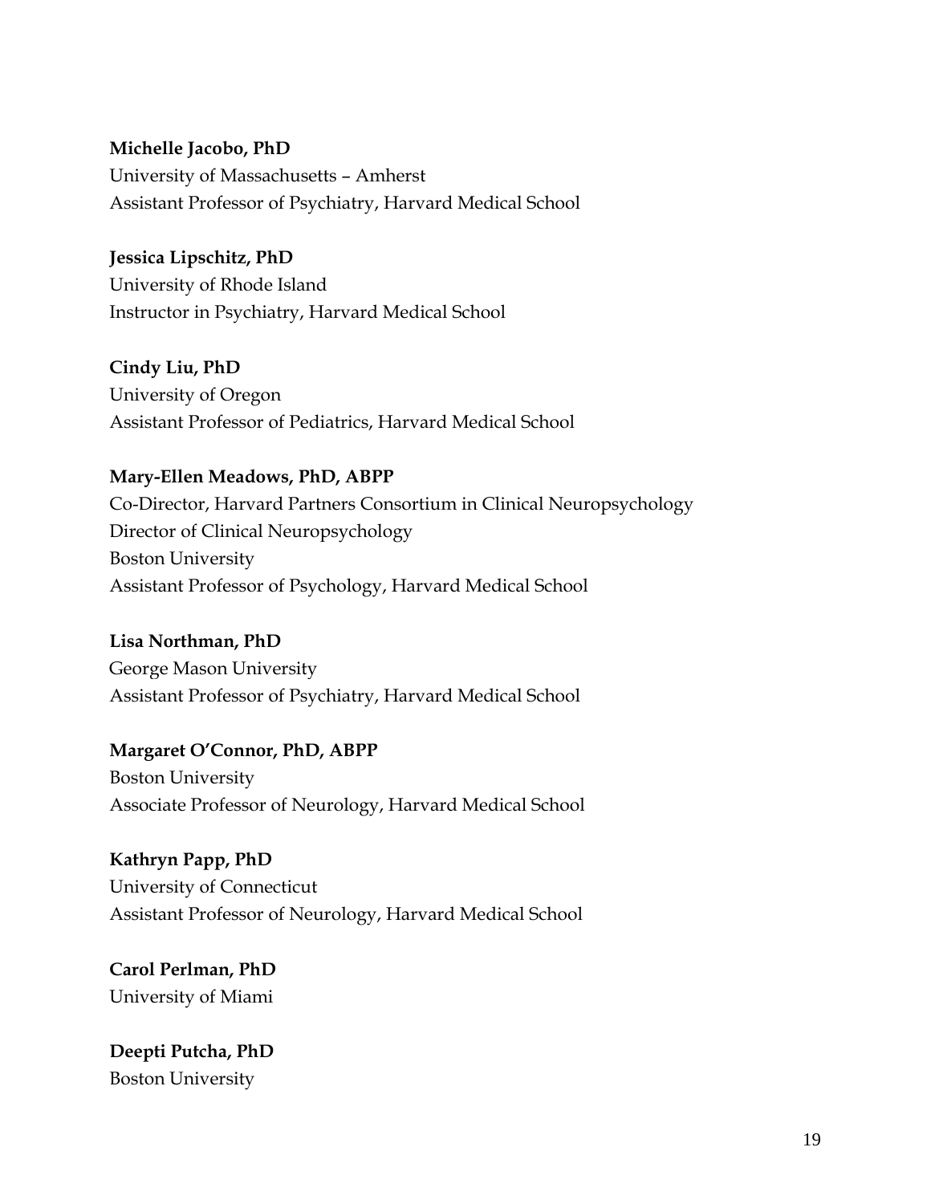**Michelle Jacobo, PhD**
University of Massachusetts – Amherst
Assistant Professor of Psychiatry, Harvard Medical School

**Jessica Lipschitz, PhD**
University of Rhode Island
Instructor in Psychiatry, Harvard Medical School

**Cindy Liu, PhD**
University of Oregon
Assistant Professor of Pediatrics, Harvard Medical School

**Mary-Ellen Meadows, PhD, ABPP**
Co-Director, Harvard Partners Consortium in Clinical Neuropsychology
Director of Clinical Neuropsychology
Boston University
Assistant Professor of Psychology, Harvard Medical School

**Lisa Northman, PhD**
George Mason University
Assistant Professor of Psychiatry, Harvard Medical School

**Margaret O'Connor, PhD, ABPP**
Boston University
Associate Professor of Neurology, Harvard Medical School

**Kathryn Papp, PhD**
University of Connecticut
Assistant Professor of Neurology, Harvard Medical School

**Carol Perlman, PhD**
University of Miami

**Deepti Putcha, PhD**
Boston University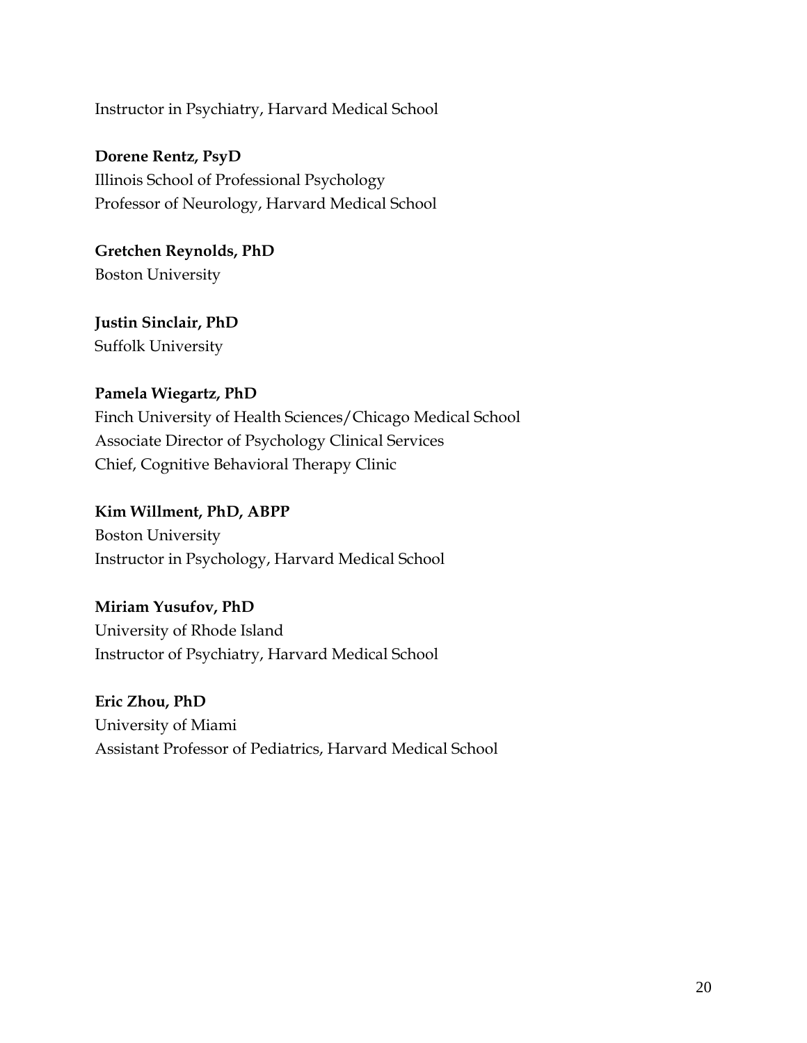Instructor in Psychiatry, Harvard Medical School

**Dorene Rentz, PsyD**
Illinois School of Professional Psychology
Professor of Neurology, Harvard Medical School

**Gretchen Reynolds, PhD**
Boston University

**Justin Sinclair, PhD**
Suffolk University

**Pamela Wiegartz, PhD**
Finch University of Health Sciences/Chicago Medical School
Associate Director of Psychology Clinical Services
Chief, Cognitive Behavioral Therapy Clinic

**Kim Willment, PhD, ABPP**
Boston University
Instructor in Psychology, Harvard Medical School

**Miriam Yusufov, PhD**
University of Rhode Island
Instructor of Psychiatry, Harvard Medical School

**Eric Zhou, PhD**
University of Miami
Assistant Professor of Pediatrics, Harvard Medical School